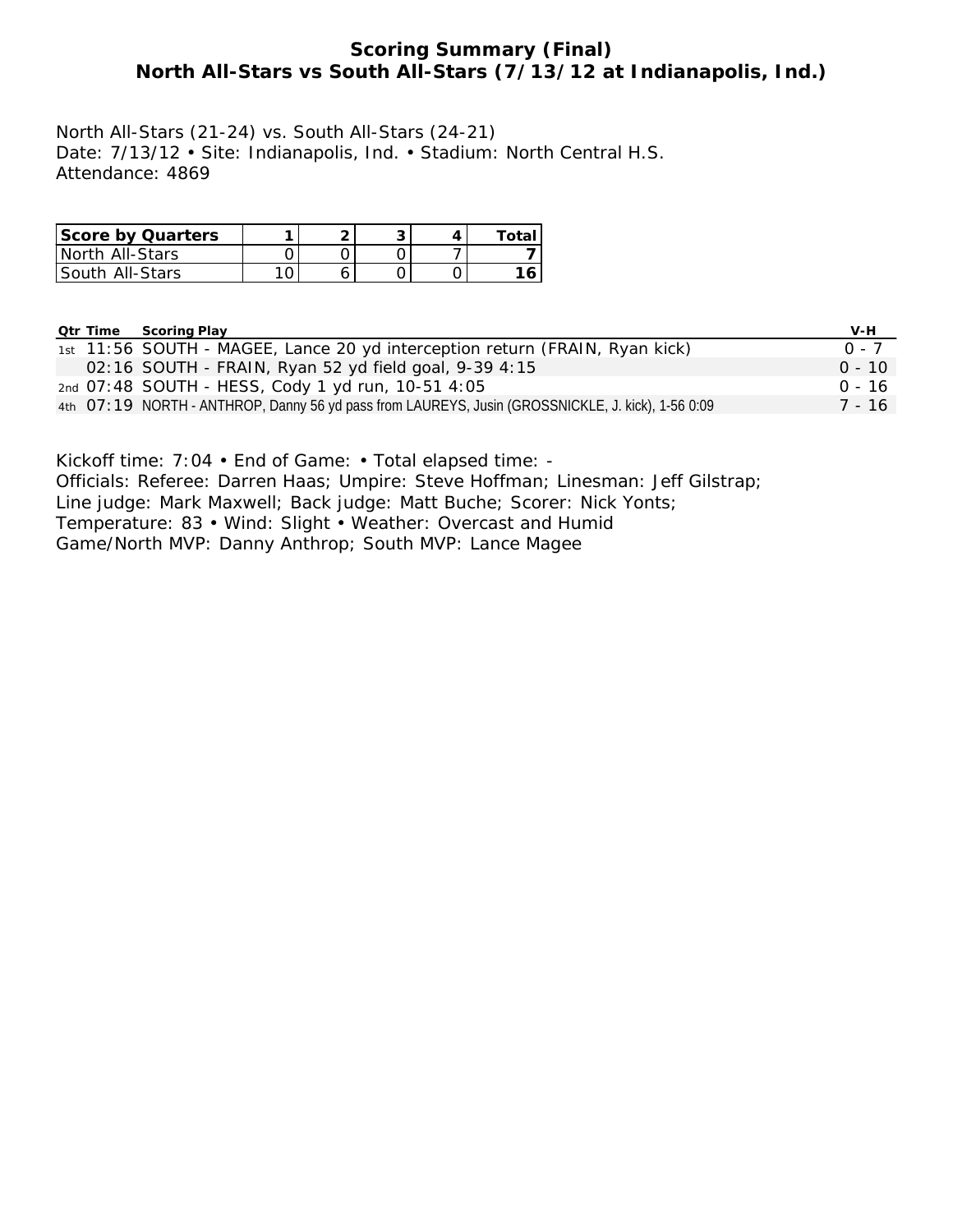# Scoring Summary (Final)
## North All-Stars vs South All-Stars (7/13/12 at Indianapolis, Ind.)

North All-Stars (21-24) vs. South All-Stars (24-21)
Date: 7/13/12 • Site: Indianapolis, Ind. • Stadium: North Central H.S.
Attendance: 4869

| Score by Quarters | 1 | 2 | 3 | 4 | Total |
|---|---|---|---|---|---|
| North All-Stars | 0 | 0 | 0 | 7 | 7 |
| South All-Stars | 10 | 6 | 0 | 0 | 16 |

| Qtr | Time | Scoring Play | V-H |
|---|---|---|---|
| 1st | 11:56 | SOUTH - MAGEE, Lance 20 yd interception return (FRAIN, Ryan kick) | 0 - 7 |
| | 02:16 | SOUTH - FRAIN, Ryan 52 yd field goal, 9-39 4:15 | 0 - 10 |
| 2nd | 07:48 | SOUTH - HESS, Cody 1 yd run, 10-51 4:05 | 0 - 16 |
| 4th | 07:19 | NORTH - ANTHROP, Danny 56 yd pass from LAUREYS, Jusin (GROSSNICKLE, J. kick), 1-56 0:09 | 7 - 16 |

Kickoff time: 7:04 • End of Game: • Total elapsed time: -
Officials: Referee: Darren Haas; Umpire: Steve Hoffman; Linesman: Jeff Gilstrap;
Line judge: Mark Maxwell; Back judge: Matt Buche; Scorer: Nick Yonts;
Temperature: 83 • Wind: Slight • Weather: Overcast and Humid
Game/North MVP: Danny Anthrop; South MVP: Lance Magee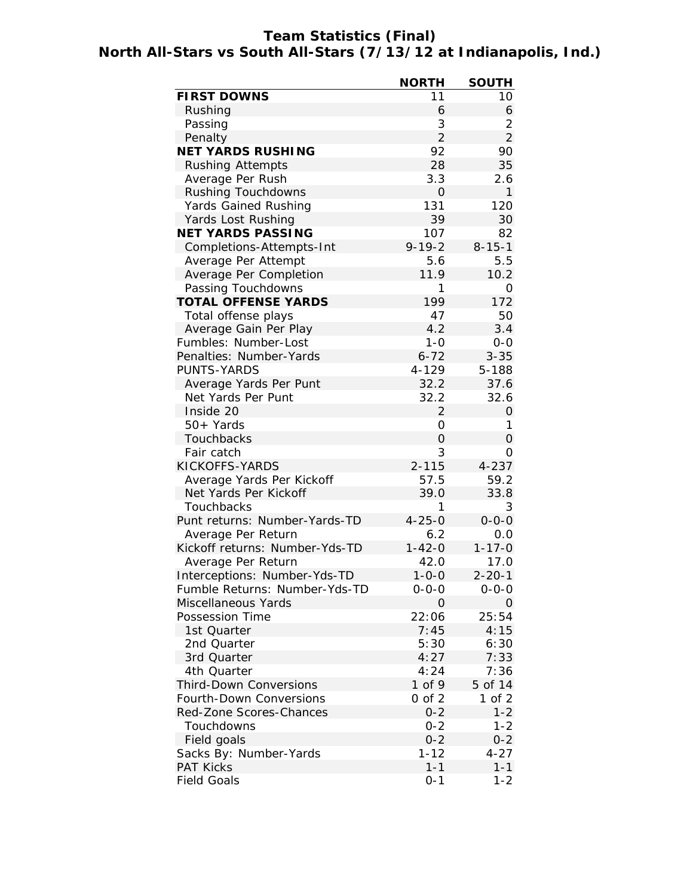# Team Statistics (Final)

## North All-Stars vs South All-Stars (7/13/12 at Indianapolis, Ind.)

| | NORTH | SOUTH |
|---|---|---|
| **FIRST DOWNS** | 11 | 10 |
| Rushing | 6 | 6 |
| Passing | 3 | 2 |
| Penalty | 2 | 2 |
| **NET YARDS RUSHING** | 92 | 90 |
| Rushing Attempts | 28 | 35 |
| Average Per Rush | 3.3 | 2.6 |
| Rushing Touchdowns | 0 | 1 |
| Yards Gained Rushing | 131 | 120 |
| Yards Lost Rushing | 39 | 30 |
| **NET YARDS PASSING** | 107 | 82 |
| Completions-Attempts-Int | 9-19-2 | 8-15-1 |
| Average Per Attempt | 5.6 | 5.5 |
| Average Per Completion | 11.9 | 10.2 |
| Passing Touchdowns | 1 | 0 |
| **TOTAL OFFENSE YARDS** | 199 | 172 |
| Total offense plays | 47 | 50 |
| Average Gain Per Play | 4.2 | 3.4 |
| Fumbles: Number-Lost | 1-0 | 0-0 |
| Penalties: Number-Yards | 6-72 | 3-35 |
| PUNTS-YARDS | 4-129 | 5-188 |
| Average Yards Per Punt | 32.2 | 37.6 |
| Net Yards Per Punt | 32.2 | 32.6 |
| Inside 20 | 2 | 0 |
| 50+ Yards | 0 | 1 |
| Touchbacks | 0 | 0 |
| Fair catch | 3 | 0 |
| KICKOFFS-YARDS | 2-115 | 4-237 |
| Average Yards Per Kickoff | 57.5 | 59.2 |
| Net Yards Per Kickoff | 39.0 | 33.8 |
| Touchbacks | 1 | 3 |
| Punt returns: Number-Yards-TD | 4-25-0 | 0-0-0 |
| Average Per Return | 6.2 | 0.0 |
| Kickoff returns: Number-Yds-TD | 1-42-0 | 1-17-0 |
| Average Per Return | 42.0 | 17.0 |
| Interceptions: Number-Yds-TD | 1-0-0 | 2-20-1 |
| Fumble Returns: Number-Yds-TD | 0-0-0 | 0-0-0 |
| Miscellaneous Yards | 0 | 0 |
| Possession Time | 22:06 | 25:54 |
| 1st Quarter | 7:45 | 4:15 |
| 2nd Quarter | 5:30 | 6:30 |
| 3rd Quarter | 4:27 | 7:33 |
| 4th Quarter | 4:24 | 7:36 |
| Third-Down Conversions | 1 of 9 | 5 of 14 |
| Fourth-Down Conversions | 0 of 2 | 1 of 2 |
| Red-Zone Scores-Chances | 0-2 | 1-2 |
| Touchdowns | 0-2 | 1-2 |
| Field goals | 0-2 | 0-2 |
| Sacks By: Number-Yards | 1-12 | 4-27 |
| PAT Kicks | 1-1 | 1-1 |
| Field Goals | 0-1 | 1-2 |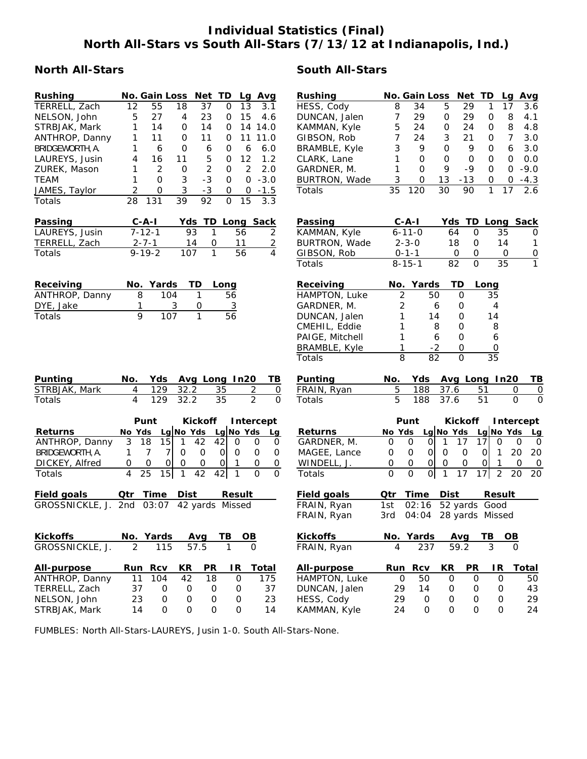# Individual Statistics (Final)
## North All-Stars vs South All-Stars (7/13/12 at Indianapolis, Ind.)

### North All-Stars

| Rushing | No. | Gain | Loss | Net | TD | Lg | Avg |
|---|---|---|---|---|---|---|---|
| TERRELL, Zach | 12 | 55 | 18 | 37 | 0 | 13 | 3.1 |
| NELSON, John | 5 | 27 | 4 | 23 | 0 | 15 | 4.6 |
| STRBJAK, Mark | 1 | 14 | 0 | 14 | 0 | 14 | 14.0 |
| ANTHROP, Danny | 1 | 11 | 0 | 11 | 0 | 11 | 11.0 |
| BRIDGEWORTH, A. | 1 | 6 | 0 | 6 | 0 | 6 | 6.0 |
| LAUREYS, Jusin | 4 | 16 | 11 | 5 | 0 | 12 | 1.2 |
| ZUREK, Mason | 1 | 2 | 0 | 2 | 0 | 2 | 2.0 |
| TEAM | 1 | 0 | 3 | -3 | 0 | 0 | -3.0 |
| JAMES, Taylor | 2 | 0 | 3 | -3 | 0 | 0 | -1.5 |
| Totals | 28 | 131 | 39 | 92 | 0 | 15 | 3.3 |

| Passing | C-A-I | Yds | TD | Long | Sack |
|---|---|---|---|---|---|
| LAUREYS, Jusin | 7-12-1 | 93 | 1 | 56 | 2 |
| TERRELL, Zach | 2-7-1 | 14 | 0 | 11 | 2 |
| Totals | 9-19-2 | 107 | 1 | 56 | 4 |

| Receiving | No. | Yards | TD | Long |
|---|---|---|---|---|
| ANTHROP, Danny | 8 | 104 | 1 | 56 |
| DYE, Jake | 1 | 3 | 0 | 3 |
| Totals | 9 | 107 | 1 | 56 |

| Punting | No. | Yds | Avg | Long | In20 | TB |
|---|---|---|---|---|---|---|
| STRBJAK, Mark | 4 | 129 | 32.2 | 35 | 2 | 0 |
| Totals | 4 | 129 | 32.2 | 35 | 2 | 0 |

| | Punt | | | Kickoff | | | Intercept | | |
|---|---|---|---|---|---|---|---|---|---|
| Returns | No | Yds | Lg | No | Yds | Lg | No | Yds | Lg |
| ANTHROP, Danny | 3 | 18 | 15 | 1 | 42 | 42 | 0 | 0 | 0 |
| BRIDGEWORTH, A. | 1 | 7 | 7 | 0 | 0 | 0 | 0 | 0 | 0 |
| DICKEY, Alfred | 0 | 0 | 0 | 0 | 0 | 0 | 1 | 0 | 0 |
| Totals | 4 | 25 | 15 | 1 | 42 | 42 | 1 | 0 | 0 |

| Field goals | Qtr | Time | Dist | Result |
|---|---|---|---|---|
| GROSSNICKLE, J. | 2nd | 03:07 | 42 yards | Missed |

| Kickoffs | No. | Yards | Avg | TB | OB |
|---|---|---|---|---|---|
| GROSSNICKLE, J. | 2 | 115 | 57.5 | 1 | 0 |

| All-purpose | Run | Rcv | KR | PR | IR | Total |
|---|---|---|---|---|---|---|
| ANTHROP, Danny | 11 | 104 | 42 | 18 | 0 | 175 |
| TERRELL, Zach | 37 | 0 | 0 | 0 | 0 | 37 |
| NELSON, John | 23 | 0 | 0 | 0 | 0 | 23 |
| STRBJAK, Mark | 14 | 0 | 0 | 0 | 0 | 14 |

### South All-Stars

| Rushing | No. | Gain | Loss | Net | TD | Lg | Avg |
|---|---|---|---|---|---|---|---|
| HESS, Cody | 8 | 34 | 5 | 29 | 1 | 17 | 3.6 |
| DUNCAN, Jalen | 7 | 29 | 0 | 29 | 0 | 8 | 4.1 |
| KAMMAN, Kyle | 5 | 24 | 0 | 24 | 0 | 8 | 4.8 |
| GIBSON, Rob | 7 | 24 | 3 | 21 | 0 | 7 | 3.0 |
| BRAMBLE, Kyle | 3 | 9 | 0 | 9 | 0 | 6 | 3.0 |
| CLARK, Lane | 1 | 0 | 0 | 0 | 0 | 0 | 0.0 |
| GARDNER, M. | 1 | 0 | 9 | -9 | 0 | 0 | -9.0 |
| BURTRON, Wade | 3 | 0 | 13 | -13 | 0 | 0 | -4.3 |
| Totals | 35 | 120 | 30 | 90 | 1 | 17 | 2.6 |

| Passing | C-A-I | Yds | TD | Long | Sack |
|---|---|---|---|---|---|
| KAMMAN, Kyle | 6-11-0 | 64 | 0 | 35 | 0 |
| BURTRON, Wade | 2-3-0 | 18 | 0 | 14 | 1 |
| GIBSON, Rob | 0-1-1 | 0 | 0 | 0 | 0 |
| Totals | 8-15-1 | 82 | 0 | 35 | 1 |

| Receiving | No. | Yards | TD | Long |
|---|---|---|---|---|
| HAMPTON, Luke | 2 | 50 | 0 | 35 |
| GARDNER, M. | 2 | 6 | 0 | 4 |
| DUNCAN, Jalen | 1 | 14 | 0 | 14 |
| CMEHIL, Eddie | 1 | 8 | 0 | 8 |
| PAIGE, Mitchell | 1 | 6 | 0 | 6 |
| BRAMBLE, Kyle | 1 | -2 | 0 | 0 |
| Totals | 8 | 82 | 0 | 35 |

| Punting | No. | Yds | Avg | Long | In20 | TB |
|---|---|---|---|---|---|---|
| FRAIN, Ryan | 5 | 188 | 37.6 | 51 | 0 | 0 |
| Totals | 5 | 188 | 37.6 | 51 | 0 | 0 |

| | Punt | | | Kickoff | | | Intercept | | |
|---|---|---|---|---|---|---|---|---|---|
| Returns | No | Yds | Lg | No | Yds | Lg | No | Yds | Lg |
| GARDNER, M. | 0 | 0 | 0 | 1 | 17 | 17 | 0 | 0 | 0 |
| MAGEE, Lance | 0 | 0 | 0 | 0 | 0 | 0 | 1 | 20 | 20 |
| WINDELL, J. | 0 | 0 | 0 | 0 | 0 | 0 | 1 | 0 | 0 |
| Totals | 0 | 0 | 0 | 1 | 17 | 17 | 2 | 20 | 20 |

| Field goals | Qtr | Time | Dist | Result |
|---|---|---|---|---|
| FRAIN, Ryan | 1st | 02:16 | 52 yards | Good |
| FRAIN, Ryan | 3rd | 04:04 | 28 yards | Missed |

| Kickoffs | No. | Yards | Avg | TB | OB |
|---|---|---|---|---|---|
| FRAIN, Ryan | 4 | 237 | 59.2 | 3 | 0 |

| All-purpose | Run | Rcv | KR | PR | IR | Total |
|---|---|---|---|---|---|---|
| HAMPTON, Luke | 0 | 50 | 0 | 0 | 0 | 50 |
| DUNCAN, Jalen | 29 | 14 | 0 | 0 | 0 | 43 |
| HESS, Cody | 29 | 0 | 0 | 0 | 0 | 29 |
| KAMMAN, Kyle | 24 | 0 | 0 | 0 | 0 | 24 |

FUMBLES: North All-Stars-LAUREYS, Jusin 1-0. South All-Stars-None.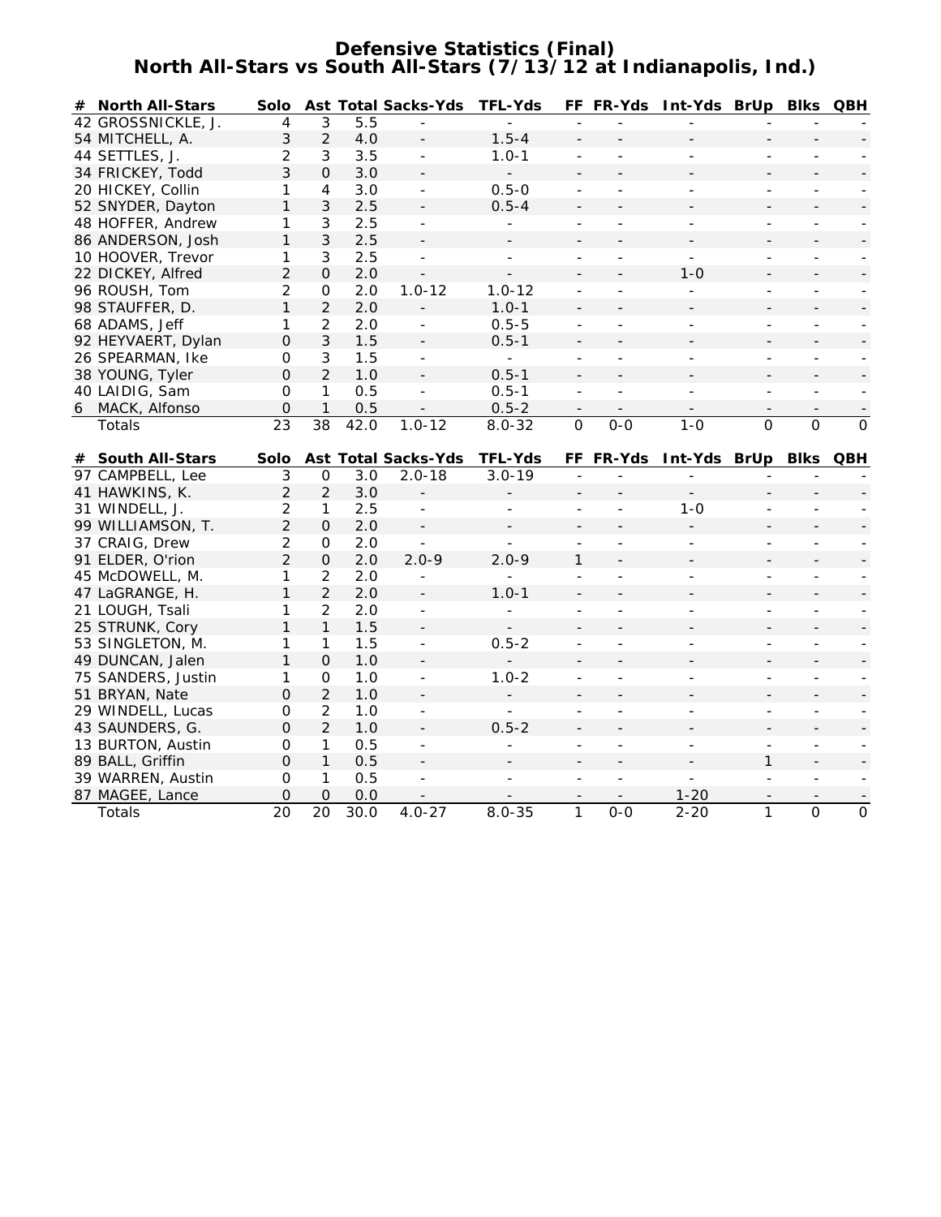# Defensive Statistics (Final)
## North All-Stars vs South All-Stars (7/13/12 at Indianapolis, Ind.)

| # | North All-Stars | Solo | Ast | Total | Sacks-Yds | TFL-Yds | FF | FR-Yds | Int-Yds | BrUp | Blks | QBH |
|---|---|---|---|---|---|---|---|---|---|---|---|---|
| 42 | GROSSNICKLE, J. | 4 | 3 | 5.5 | - | - | - | - | - | - | - | - |
| 54 | MITCHELL, A. | 3 | 2 | 4.0 | - | 1.5-4 | - | - | - | - | - | - |
| 44 | SETTLES, J. | 2 | 3 | 3.5 | - | 1.0-1 | - | - | - | - | - | - |
| 34 | FRICKEY, Todd | 3 | 0 | 3.0 | - | - | - | - | - | - | - | - |
| 20 | HICKEY, Collin | 1 | 4 | 3.0 | - | 0.5-0 | - | - | - | - | - | - |
| 52 | SNYDER, Dayton | 1 | 3 | 2.5 | - | 0.5-4 | - | - | - | - | - | - |
| 48 | HOFFER, Andrew | 1 | 3 | 2.5 | - | - | - | - | - | - | - | - |
| 86 | ANDERSON, Josh | 1 | 3 | 2.5 | - | - | - | - | - | - | - | - |
| 10 | HOOVER, Trevor | 1 | 3 | 2.5 | - | - | - | - | - | - | - | - |
| 22 | DICKEY, Alfred | 2 | 0 | 2.0 | - | - | - | - | 1-0 | - | - | - |
| 96 | ROUSH, Tom | 2 | 0 | 2.0 | 1.0-12 | 1.0-12 | - | - | - | - | - | - |
| 98 | STAUFFER, D. | 1 | 2 | 2.0 | - | 1.0-1 | - | - | - | - | - | - |
| 68 | ADAMS, Jeff | 1 | 2 | 2.0 | - | 0.5-5 | - | - | - | - | - | - |
| 92 | HEYVAERT, Dylan | 0 | 3 | 1.5 | - | 0.5-1 | - | - | - | - | - | - |
| 26 | SPEARMAN, Ike | 0 | 3 | 1.5 | - | - | - | - | - | - | - | - |
| 38 | YOUNG, Tyler | 0 | 2 | 1.0 | - | 0.5-1 | - | - | - | - | - | - |
| 40 | LAIDIG, Sam | 0 | 1 | 0.5 | - | 0.5-1 | - | - | - | - | - | - |
| 6 | MACK, Alfonso | 0 | 1 | 0.5 | - | 0.5-2 | - | - | - | - | - | - |
| | Totals | 23 | 38 | 42.0 | 1.0-12 | 8.0-32 | 0 | 0-0 | 1-0 | 0 | 0 | 0 |

| # | South All-Stars | Solo | Ast | Total | Sacks-Yds | TFL-Yds | FF | FR-Yds | Int-Yds | BrUp | Blks | QBH |
|---|---|---|---|---|---|---|---|---|---|---|---|---|
| 97 | CAMPBELL, Lee | 3 | 0 | 3.0 | 2.0-18 | 3.0-19 | - | - | - | - | - | - |
| 41 | HAWKINS, K. | 2 | 2 | 3.0 | - | - | - | - | - | - | - | - |
| 31 | WINDELL, J. | 2 | 1 | 2.5 | - | - | - | - | 1-0 | - | - | - |
| 99 | WILLIAMSON, T. | 2 | 0 | 2.0 | - | - | - | - | - | - | - | - |
| 37 | CRAIG, Drew | 2 | 0 | 2.0 | - | - | - | - | - | - | - | - |
| 91 | ELDER, O'rion | 2 | 0 | 2.0 | 2.0-9 | 2.0-9 | 1 | - | - | - | - | - |
| 45 | McDOWELL, M. | 1 | 2 | 2.0 | - | - | - | - | - | - | - | - |
| 47 | LaGRANGE, H. | 1 | 2 | 2.0 | - | 1.0-1 | - | - | - | - | - | - |
| 21 | LOUGH, Tsali | 1 | 2 | 2.0 | - | - | - | - | - | - | - | - |
| 25 | STRUNK, Cory | 1 | 1 | 1.5 | - | - | - | - | - | - | - | - |
| 53 | SINGLETON, M. | 1 | 1 | 1.5 | - | 0.5-2 | - | - | - | - | - | - |
| 49 | DUNCAN, Jalen | 1 | 0 | 1.0 | - | - | - | - | - | - | - | - |
| 75 | SANDERS, Justin | 1 | 0 | 1.0 | - | 1.0-2 | - | - | - | - | - | - |
| 51 | BRYAN, Nate | 0 | 2 | 1.0 | - | - | - | - | - | - | - | - |
| 29 | WINDELL, Lucas | 0 | 2 | 1.0 | - | - | - | - | - | - | - | - |
| 43 | SAUNDERS, G. | 0 | 2 | 1.0 | - | 0.5-2 | - | - | - | - | - | - |
| 13 | BURTON, Austin | 0 | 1 | 0.5 | - | - | - | - | - | - | - | - |
| 89 | BALL, Griffin | 0 | 1 | 0.5 | - | - | - | - | - | 1 | - | - |
| 39 | WARREN, Austin | 0 | 1 | 0.5 | - | - | - | - | - | - | - | - |
| 87 | MAGEE, Lance | 0 | 0 | 0.0 | - | - | - | - | 1-20 | - | - | - |
| | Totals | 20 | 20 | 30.0 | 4.0-27 | 8.0-35 | 1 | 0-0 | 2-20 | 1 | 0 | 0 |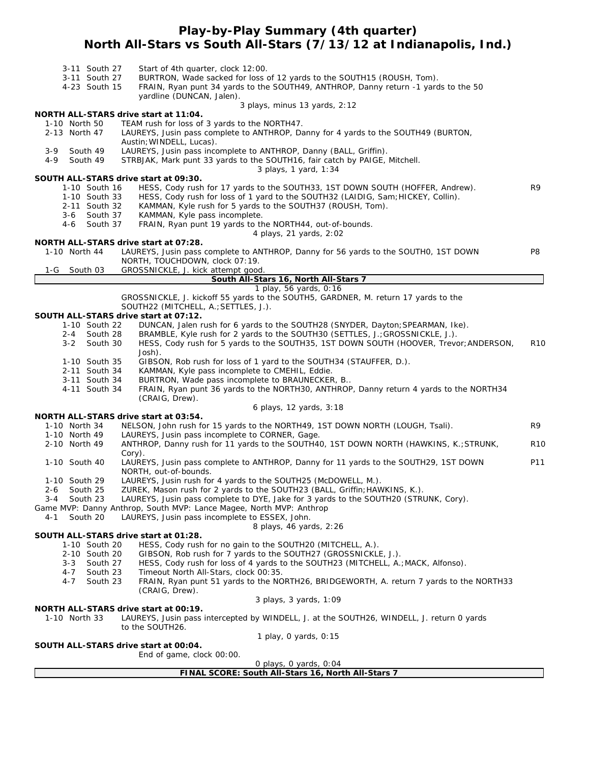# Play-by-Play Summary (4th quarter)
## North All-Stars vs South All-Stars (7/13/12 at Indianapolis, Ind.)

| Down | Play | |
|---|---|---|
| 3-11 South 27 | Start of 4th quarter, clock 12:00. | |
| 3-11 South 27 | BURTRON, Wade sacked for loss of 12 yards to the SOUTH15 (ROUSH, Tom). | |
| 4-23 South 15 | FRAIN, Ryan punt 34 yards to the SOUTH49, ANTHROP, Danny return -1 yards to the 50 yardline (DUNCAN, Jalen). | |
| | 3 plays, minus 13 yards, 2:12 | |

**NORTH ALL-STARS drive start at 11:04.**

| Down | Play | |
|---|---|---|
| 1-10 North 50 | TEAM rush for loss of 3 yards to the NORTH47. | |
| 2-13 North 47 | LAUREYS, Jusin pass complete to ANTHROP, Danny for 4 yards to the SOUTH49 (BURTON, Austin;WINDELL, Lucas). | |
| 3-9 South 49 | LAUREYS, Jusin pass incomplete to ANTHROP, Danny (BALL, Griffin). | |
| 4-9 South 49 | STRBJAK, Mark punt 33 yards to the SOUTH16, fair catch by PAIGE, Mitchell. | |
| | 3 plays, 1 yard, 1:34 | |

**SOUTH ALL-STARS drive start at 09:30.**

| Down | Play | |
|---|---|---|
| 1-10 South 16 | HESS, Cody rush for 17 yards to the SOUTH33, 1ST DOWN SOUTH (HOFFER, Andrew). | R9 |
| 1-10 South 33 | HESS, Cody rush for loss of 1 yard to the SOUTH32 (LAIDIG, Sam;HICKEY, Collin). | |
| 2-11 South 32 | KAMMAN, Kyle rush for 5 yards to the SOUTH37 (ROUSH, Tom). | |
| 3-6 South 37 | KAMMAN, Kyle pass incomplete. | |
| 4-6 South 37 | FRAIN, Ryan punt 19 yards to the NORTH44, out-of-bounds. | |
| | 4 plays, 21 yards, 2:02 | |

**NORTH ALL-STARS drive start at 07:28.**

| Down | Play | |
|---|---|---|
| 1-10 North 44 | LAUREYS, Jusin pass complete to ANTHROP, Danny for 56 yards to the SOUTH0, 1ST DOWN NORTH, TOUCHDOWN, clock 07:19. | P8 |
| 1-G South 03 | GROSSNICKLE, J. kick attempt good. | |
| | **South All-Stars 16, North All-Stars 7** | |
| | 1 play, 56 yards, 0:16 | |
| | GROSSNICKLE, J. kickoff 55 yards to the SOUTH5, GARDNER, M. return 17 yards to the SOUTH22 (MITCHELL, A.;SETTLES, J.). | |

**SOUTH ALL-STARS drive start at 07:12.**

| Down | Play | |
|---|---|---|
| 1-10 South 22 | DUNCAN, Jalen rush for 6 yards to the SOUTH28 (SNYDER, Dayton;SPEARMAN, Ike). | |
| 2-4 South 28 | BRAMBLE, Kyle rush for 2 yards to the SOUTH30 (SETTLES, J.;GROSSNICKLE, J.). | |
| 3-2 South 30 | HESS, Cody rush for 5 yards to the SOUTH35, 1ST DOWN SOUTH (HOOVER, Trevor;ANDERSON, Josh). | R10 |
| 1-10 South 35 | GIBSON, Rob rush for loss of 1 yard to the SOUTH34 (STAUFFER, D.). | |
| 2-11 South 34 | KAMMAN, Kyle pass incomplete to CMEHIL, Eddie. | |
| 3-11 South 34 | BURTRON, Wade pass incomplete to BRAUNECKER, B.. | |
| 4-11 South 34 | FRAIN, Ryan punt 36 yards to the NORTH30, ANTHROP, Danny return 4 yards to the NORTH34 (CRAIG, Drew). | |
| | 6 plays, 12 yards, 3:18 | |

**NORTH ALL-STARS drive start at 03:54.**

| Down | Play | |
|---|---|---|
| 1-10 North 34 | NELSON, John rush for 15 yards to the NORTH49, 1ST DOWN NORTH (LOUGH, Tsali). | R9 |
| 1-10 North 49 | LAUREYS, Jusin pass incomplete to CORNER, Gage. | |
| 2-10 North 49 | ANTHROP, Danny rush for 11 yards to the SOUTH40, 1ST DOWN NORTH (HAWKINS, K.;STRUNK, Cory). | R10 |
| 1-10 South 40 | LAUREYS, Jusin pass complete to ANTHROP, Danny for 11 yards to the SOUTH29, 1ST DOWN NORTH, out-of-bounds. | P11 |
| 1-10 South 29 | LAUREYS, Jusin rush for 4 yards to the SOUTH25 (McDOWELL, M.). | |
| 2-6 South 25 | ZUREK, Mason rush for 2 yards to the SOUTH23 (BALL, Griffin;HAWKINS, K.). | |
| 3-4 South 23 | LAUREYS, Jusin pass complete to DYE, Jake for 3 yards to the SOUTH20 (STRUNK, Cory). | |
| | Game MVP: Danny Anthrop, South MVP: Lance Magee, North MVP: Anthrop | |
| 4-1 South 20 | LAUREYS, Jusin pass incomplete to ESSEX, John. | |
| | 8 plays, 46 yards, 2:26 | |

**SOUTH ALL-STARS drive start at 01:28.**

| Down | Play | |
|---|---|---|
| 1-10 South 20 | HESS, Cody rush for no gain to the SOUTH20 (MITCHELL, A.). | |
| 2-10 South 20 | GIBSON, Rob rush for 7 yards to the SOUTH27 (GROSSNICKLE, J.). | |
| 3-3 South 27 | HESS, Cody rush for loss of 4 yards to the SOUTH23 (MITCHELL, A.;MACK, Alfonso). | |
| 4-7 South 23 | Timeout North All-Stars, clock 00:35. | |
| 4-7 South 23 | FRAIN, Ryan punt 51 yards to the NORTH26, BRIDGEWORTH, A. return 7 yards to the NORTH33 (CRAIG, Drew). | |
| | 3 plays, 3 yards, 1:09 | |

**NORTH ALL-STARS drive start at 00:19.**

| Down | Play | |
|---|---|---|
| 1-10 North 33 | LAUREYS, Jusin pass intercepted by WINDELL, J. at the SOUTH26, WINDELL, J. return 0 yards to the SOUTH26. | |
| | 1 play, 0 yards, 0:15 | |

**SOUTH ALL-STARS drive start at 00:04.**

| Down | Play | |
|---|---|---|
| | End of game, clock 00:00. | |
| | 0 plays, 0 yards, 0:04 | |

**FINAL SCORE: South All-Stars 16, North All-Stars 7**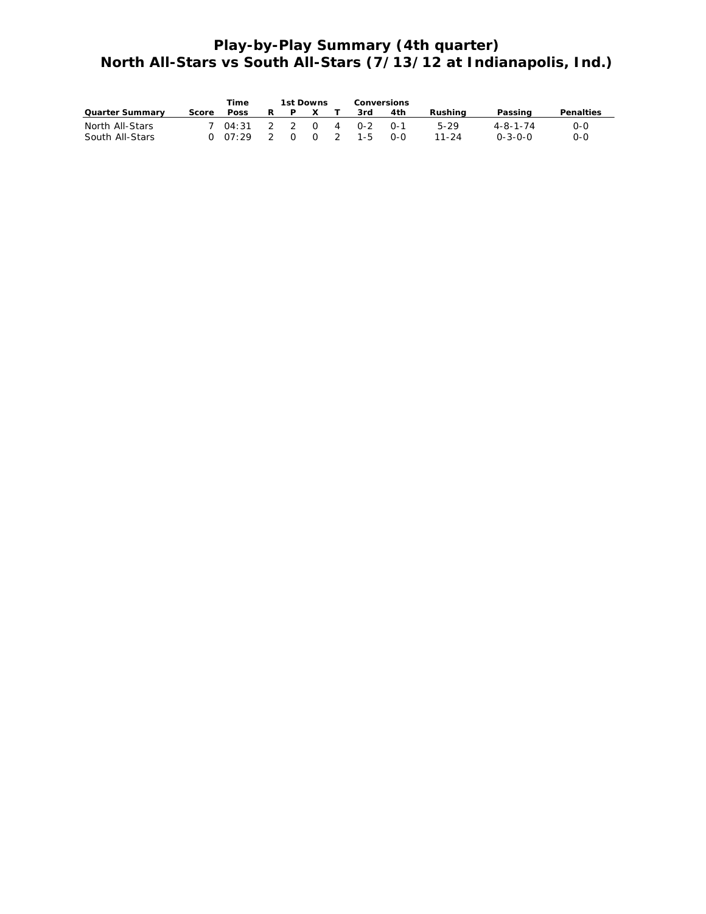# Play-by-Play Summary (4th quarter)
## North All-Stars vs South All-Stars (7/13/12 at Indianapolis, Ind.)

| Quarter Summary | Score | Time Poss | 1st Downs R | 1st Downs P | 1st Downs X | 1st Downs T | Conversions 3rd | Conversions 4th | Rushing | Passing | Penalties |
|---|---|---|---|---|---|---|---|---|---|---|---|
| North All-Stars | 7 | 04:31 | 2 | 2 | 0 | 4 | 0-2 | 0-1 | 5-29 | 4-8-1-74 | 0-0 |
| South All-Stars | 0 | 07:29 | 2 | 0 | 0 | 2 | 1-5 | 0-0 | 11-24 | 0-3-0-0 | 0-0 |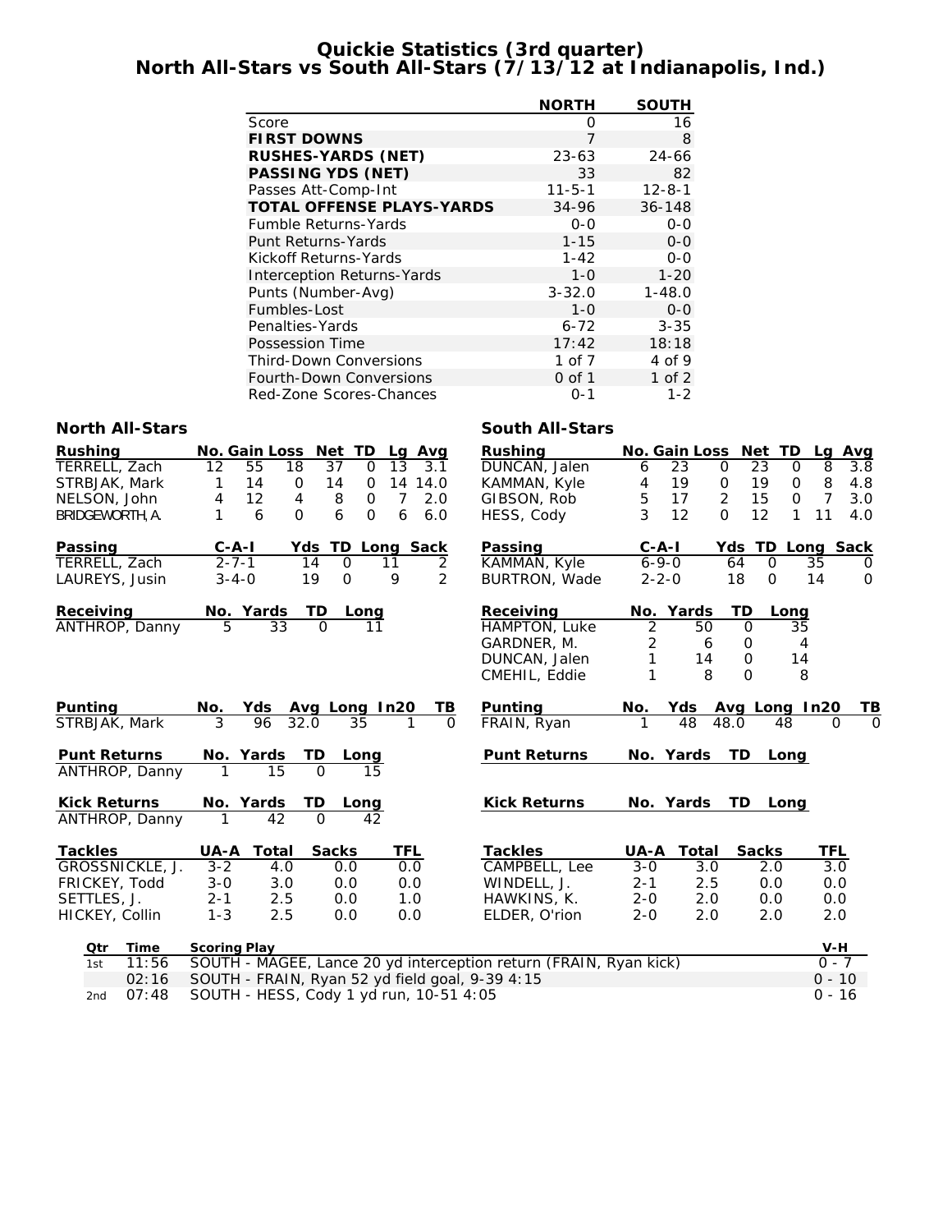# Quickie Statistics (3rd quarter)
## North All-Stars vs South All-Stars (7/13/12 at Indianapolis, Ind.)

| | NORTH | SOUTH |
|---|---|---|
| Score | 0 | 16 |
| **FIRST DOWNS** | 7 | 8 |
| **RUSHES-YARDS (NET)** | 23-63 | 24-66 |
| **PASSING YDS (NET)** | 33 | 82 |
| Passes Att-Comp-Int | 11-5-1 | 12-8-1 |
| **TOTAL OFFENSE PLAYS-YARDS** | 34-96 | 36-148 |
| Fumble Returns-Yards | 0-0 | 0-0 |
| Punt Returns-Yards | 1-15 | 0-0 |
| Kickoff Returns-Yards | 1-42 | 0-0 |
| Interception Returns-Yards | 1-0 | 1-20 |
| Punts (Number-Avg) | 3-32.0 | 1-48.0 |
| Fumbles-Lost | 1-0 | 0-0 |
| Penalties-Yards | 6-72 | 3-35 |
| Possession Time | 17:42 | 18:18 |
| Third-Down Conversions | 1 of 7 | 4 of 9 |
| Fourth-Down Conversions | 0 of 1 | 1 of 2 |
| Red-Zone Scores-Chances | 0-1 | 1-2 |

### North All-Stars

| Rushing | No. | Gain | Loss | Net | TD | Lg | Avg |
|---|---|---|---|---|---|---|---|
| TERRELL, Zach | 12 | 55 | 18 | 37 | 0 | 13 | 3.1 |
| STRBJAK, Mark | 1 | 14 | 0 | 14 | 0 | 14 | 14.0 |
| NELSON, John | 4 | 12 | 4 | 8 | 0 | 7 | 2.0 |
| BRIDGEWORTH, A. | 1 | 6 | 0 | 6 | 0 | 6 | 6.0 |

| Passing | C-A-I | Yds | TD | Long | Sack |
|---|---|---|---|---|---|
| TERRELL, Zach | 2-7-1 | 14 | 0 | 11 | 2 |
| LAUREYS, Jusin | 3-4-0 | 19 | 0 | 9 | 2 |

| Receiving | No. | Yards | TD | Long |
|---|---|---|---|---|
| ANTHROP, Danny | 5 | 33 | 0 | 11 |

| Punting | No. | Yds | Avg | Long | In20 | TB |
|---|---|---|---|---|---|---|
| STRBJAK, Mark | 3 | 96 | 32.0 | 35 | 1 | 0 |

| Punt Returns | No. | Yards | TD | Long |
|---|---|---|---|---|
| ANTHROP, Danny | 1 | 15 | 0 | 15 |

| Kick Returns | No. | Yards | TD | Long |
|---|---|---|---|---|
| ANTHROP, Danny | 1 | 42 | 0 | 42 |

| Tackles | UA-A | Total | Sacks | TFL |
|---|---|---|---|---|
| GROSSNICKLE, J. | 3-2 | 4.0 | 0.0 | 0.0 |
| FRICKEY, Todd | 3-0 | 3.0 | 0.0 | 0.0 |
| SETTLES, J. | 2-1 | 2.5 | 0.0 | 1.0 |
| HICKEY, Collin | 1-3 | 2.5 | 0.0 | 0.0 |

### South All-Stars

| Rushing | No. | Gain | Loss | Net | TD | Lg | Avg |
|---|---|---|---|---|---|---|---|
| DUNCAN, Jalen | 6 | 23 | 0 | 23 | 0 | 8 | 3.8 |
| KAMMAN, Kyle | 4 | 19 | 0 | 19 | 0 | 8 | 4.8 |
| GIBSON, Rob | 5 | 17 | 2 | 15 | 0 | 7 | 3.0 |
| HESS, Cody | 3 | 12 | 0 | 12 | 1 | 11 | 4.0 |

| Passing | C-A-I | Yds | TD | Long | Sack |
|---|---|---|---|---|---|
| KAMMAN, Kyle | 6-9-0 | 64 | 0 | 35 | 0 |
| BURTRON, Wade | 2-2-0 | 18 | 0 | 14 | 0 |

| Receiving | No. | Yards | TD | Long |
|---|---|---|---|---|
| HAMPTON, Luke | 2 | 50 | 0 | 35 |
| GARDNER, M. | 2 | 6 | 0 | 4 |
| DUNCAN, Jalen | 1 | 14 | 0 | 14 |
| CMEHIL, Eddie | 1 | 8 | 0 | 8 |

| Punting | No. | Yds | Avg | Long | In20 | TB |
|---|---|---|---|---|---|---|
| FRAIN, Ryan | 1 | 48 | 48.0 | 48 | 0 | 0 |

| Punt Returns | No. | Yards | TD | Long |
|---|---|---|---|---|

| Kick Returns | No. | Yards | TD | Long |
|---|---|---|---|---|

| Tackles | UA-A | Total | Sacks | TFL |
|---|---|---|---|---|
| CAMPBELL, Lee | 3-0 | 3.0 | 2.0 | 3.0 |
| WINDELL, J. | 2-1 | 2.5 | 0.0 | 0.0 |
| HAWKINS, K. | 2-0 | 2.0 | 0.0 | 0.0 |
| ELDER, O'rion | 2-0 | 2.0 | 2.0 | 2.0 |

| Qtr | Time | Scoring Play | V-H |
|---|---|---|---|
| 1st | 11:56 | SOUTH - MAGEE, Lance 20 yd interception return (FRAIN, Ryan kick) | 0 - 7 |
| | 02:16 | SOUTH - FRAIN, Ryan 52 yd field goal, 9-39 4:15 | 0 - 10 |
| 2nd | 07:48 | SOUTH - HESS, Cody 1 yd run, 10-51 4:05 | 0 - 16 |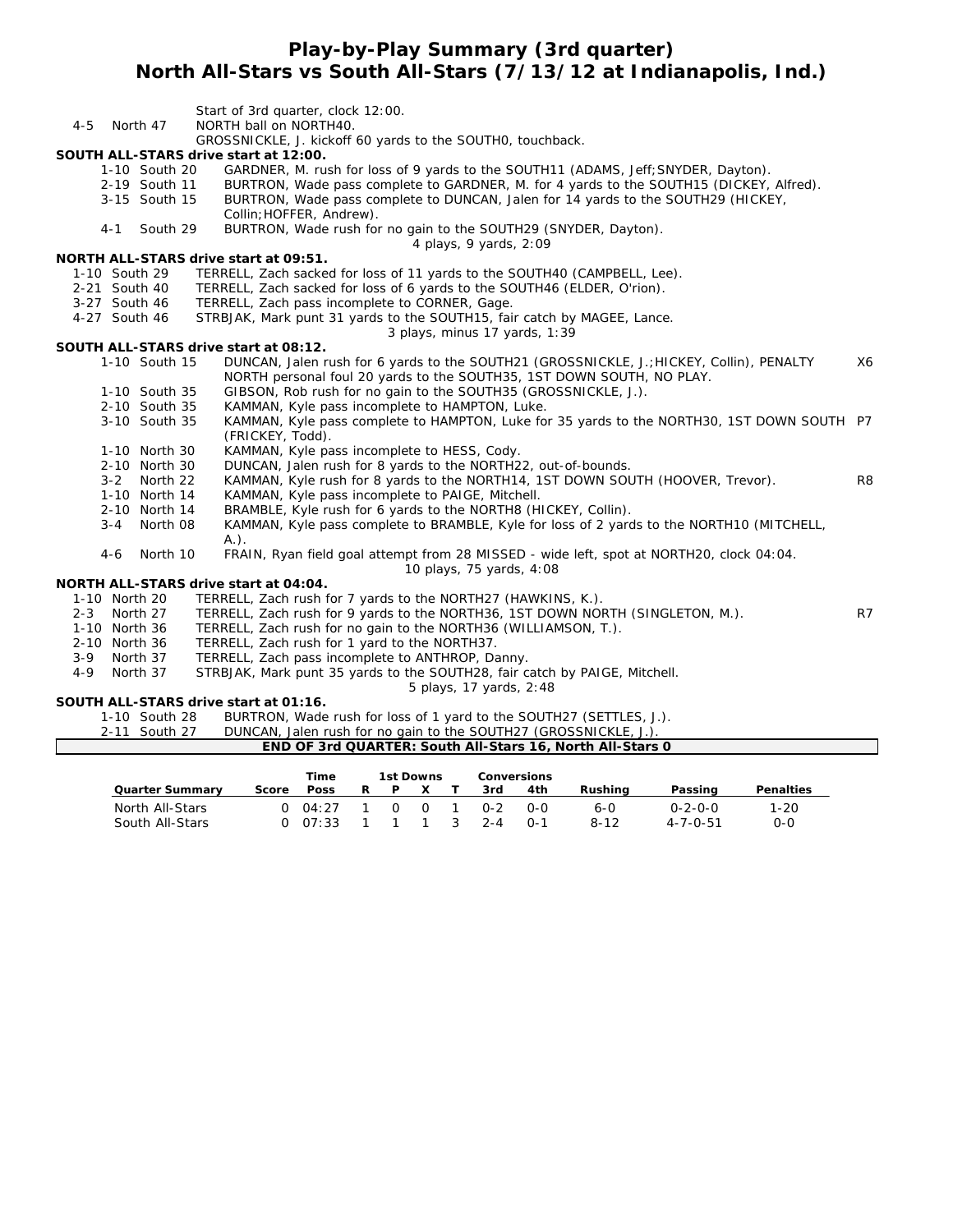# Play-by-Play Summary (3rd quarter)
## North All-Stars vs South All-Stars (7/13/12 at Indianapolis, Ind.)

| | | | |
|---|---|---|---|
| | | Start of 3rd quarter, clock 12:00. | |
| 4-5 | North 47 | NORTH ball on NORTH40. | |
| | | GROSSNICKLE, J. kickoff 60 yards to the SOUTH0, touchback. | |

**SOUTH ALL-STARS drive start at 12:00.**

| | | | |
|---|---|---|---|
| 1-10 | South 20 | GARDNER, M. rush for loss of 9 yards to the SOUTH11 (ADAMS, Jeff;SNYDER, Dayton). | |
| 2-19 | South 11 | BURTRON, Wade pass complete to GARDNER, M. for 4 yards to the SOUTH15 (DICKEY, Alfred). | |
| 3-15 | South 15 | BURTRON, Wade pass complete to DUNCAN, Jalen for 14 yards to the SOUTH29 (HICKEY, Collin;HOFFER, Andrew). | |
| 4-1 | South 29 | BURTRON, Wade rush for no gain to the SOUTH29 (SNYDER, Dayton). | |
| | | 4 plays, 9 yards, 2:09 | |

**NORTH ALL-STARS drive start at 09:51.**

| | | | |
|---|---|---|---|
| 1-10 | South 29 | TERRELL, Zach sacked for loss of 11 yards to the SOUTH40 (CAMPBELL, Lee). | |
| 2-21 | South 40 | TERRELL, Zach sacked for loss of 6 yards to the SOUTH46 (ELDER, O'rion). | |
| 3-27 | South 46 | TERRELL, Zach pass incomplete to CORNER, Gage. | |
| 4-27 | South 46 | STRBJAK, Mark punt 31 yards to the SOUTH15, fair catch by MAGEE, Lance. | |
| | | 3 plays, minus 17 yards, 1:39 | |

**SOUTH ALL-STARS drive start at 08:12.**

| | | | |
|---|---|---|---|
| 1-10 | South 15 | DUNCAN, Jalen rush for 6 yards to the SOUTH21 (GROSSNICKLE, J.;HICKEY, Collin), PENALTY NORTH personal foul 20 yards to the SOUTH35, 1ST DOWN SOUTH, NO PLAY. | X6 |
| 1-10 | South 35 | GIBSON, Rob rush for no gain to the SOUTH35 (GROSSNICKLE, J.). | |
| 2-10 | South 35 | KAMMAN, Kyle pass incomplete to HAMPTON, Luke. | |
| 3-10 | South 35 | KAMMAN, Kyle pass complete to HAMPTON, Luke for 35 yards to the NORTH30, 1ST DOWN SOUTH (FRICKEY, Todd). | P7 |
| 1-10 | North 30 | KAMMAN, Kyle pass incomplete to HESS, Cody. | |
| 2-10 | North 30 | DUNCAN, Jalen rush for 8 yards to the NORTH22, out-of-bounds. | |
| 3-2 | North 22 | KAMMAN, Kyle rush for 8 yards to the NORTH14, 1ST DOWN SOUTH (HOOVER, Trevor). | R8 |
| 1-10 | North 14 | KAMMAN, Kyle pass incomplete to PAIGE, Mitchell. | |
| 2-10 | North 14 | BRAMBLE, Kyle rush for 6 yards to the NORTH8 (HICKEY, Collin). | |
| 3-4 | North 08 | KAMMAN, Kyle pass complete to BRAMBLE, Kyle for loss of 2 yards to the NORTH10 (MITCHELL, A.). | |
| 4-6 | North 10 | FRAIN, Ryan field goal attempt from 28 MISSED - wide left, spot at NORTH20, clock 04:04. | |
| | | 10 plays, 75 yards, 4:08 | |

**NORTH ALL-STARS drive start at 04:04.**

| | | | |
|---|---|---|---|
| 1-10 | North 20 | TERRELL, Zach rush for 7 yards to the NORTH27 (HAWKINS, K.). | |
| 2-3 | North 27 | TERRELL, Zach rush for 9 yards to the NORTH36, 1ST DOWN NORTH (SINGLETON, M.). | R7 |
| 1-10 | North 36 | TERRELL, Zach rush for no gain to the NORTH36 (WILLIAMSON, T.). | |
| 2-10 | North 36 | TERRELL, Zach rush for 1 yard to the NORTH37. | |
| 3-9 | North 37 | TERRELL, Zach pass incomplete to ANTHROP, Danny. | |
| 4-9 | North 37 | STRBJAK, Mark punt 35 yards to the SOUTH28, fair catch by PAIGE, Mitchell. | |
| | | 5 plays, 17 yards, 2:48 | |

**SOUTH ALL-STARS drive start at 01:16.**

| | | | |
|---|---|---|---|
| 1-10 | South 28 | BURTRON, Wade rush for loss of 1 yard to the SOUTH27 (SETTLES, J.). | |
| 2-11 | South 27 | DUNCAN, Jalen rush for no gain to the SOUTH27 (GROSSNICKLE, J.). | |

**END OF 3rd QUARTER: South All-Stars 16, North All-Stars 0**

| Quarter Summary | Score | Time Poss | 1st Downs R | P | X | T | Conversions 3rd | 4th | Rushing | Passing | Penalties |
|---|---|---|---|---|---|---|---|---|---|---|---|
| North All-Stars | 0 | 04:27 | 1 | 0 | 0 | 1 | 0-2 | 0-0 | 6-0 | 0-2-0-0 | 1-20 |
| South All-Stars | 0 | 07:33 | 1 | 1 | 1 | 3 | 2-4 | 0-1 | 8-12 | 4-7-0-51 | 0-0 |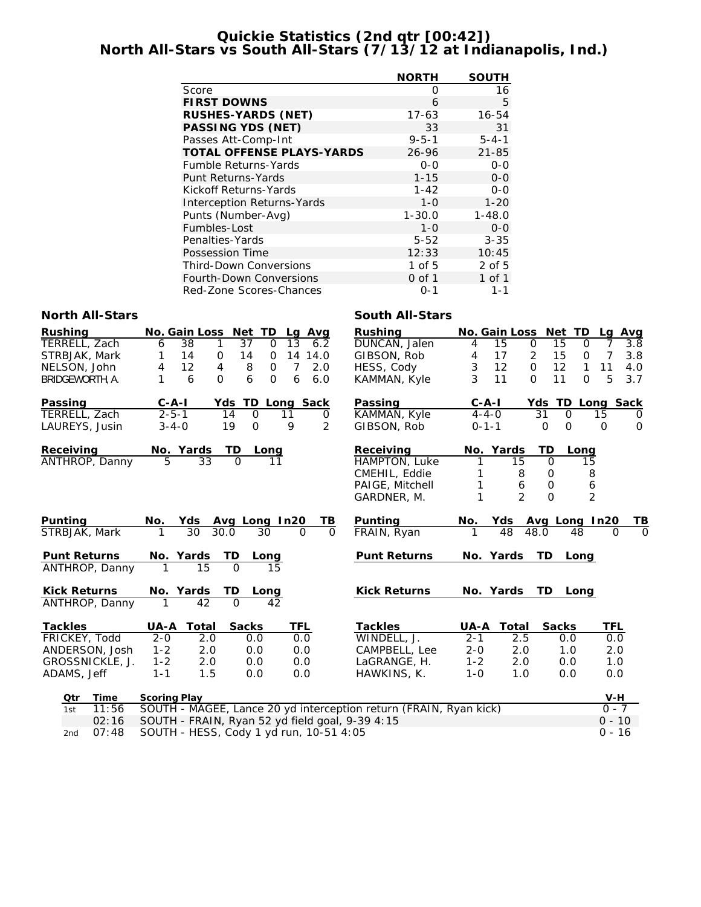# Quickie Statistics (2nd qtr [00:42])
## North All-Stars vs South All-Stars (7/13/12 at Indianapolis, Ind.)

| | NORTH | SOUTH |
|---|---|---|
| Score | 0 | 16 |
| **FIRST DOWNS** | 6 | 5 |
| **RUSHES-YARDS (NET)** | 17-63 | 16-54 |
| **PASSING YDS (NET)** | 33 | 31 |
| Passes Att-Comp-Int | 9-5-1 | 5-4-1 |
| **TOTAL OFFENSE PLAYS-YARDS** | 26-96 | 21-85 |
| Fumble Returns-Yards | 0-0 | 0-0 |
| Punt Returns-Yards | 1-15 | 0-0 |
| Kickoff Returns-Yards | 1-42 | 0-0 |
| Interception Returns-Yards | 1-0 | 1-20 |
| Punts (Number-Avg) | 1-30.0 | 1-48.0 |
| Fumbles-Lost | 1-0 | 0-0 |
| Penalties-Yards | 5-52 | 3-35 |
| Possession Time | 12:33 | 10:45 |
| Third-Down Conversions | 1 of 5 | 2 of 5 |
| Fourth-Down Conversions | 0 of 1 | 1 of 1 |
| Red-Zone Scores-Chances | 0-1 | 1-1 |

### North All-Stars

| Rushing | No. | Gain | Loss | Net | TD | Lg | Avg |
|---|---|---|---|---|---|---|---|
| TERRELL, Zach | 6 | 38 | 1 | 37 | 0 | 13 | 6.2 |
| STRBJAK, Mark | 1 | 14 | 0 | 14 | 0 | 14 | 14.0 |
| NELSON, John | 4 | 12 | 4 | 8 | 0 | 7 | 2.0 |
| BRIDGEWORTH, A. | 1 | 6 | 0 | 6 | 0 | 6 | 6.0 |

| Passing | C-A-I | Yds | TD | Long | Sack |
|---|---|---|---|---|---|
| TERRELL, Zach | 2-5-1 | 14 | 0 | 11 | 0 |
| LAUREYS, Jusin | 3-4-0 | 19 | 0 | 9 | 2 |

| Receiving | No. | Yards | TD | Long |
|---|---|---|---|---|
| ANTHROP, Danny | 5 | 33 | 0 | 11 |

| Punting | No. | Yds | Avg | Long | In20 | TB |
|---|---|---|---|---|---|---|
| STRBJAK, Mark | 1 | 30 | 30.0 | 30 | 0 | 0 |

| Punt Returns | No. | Yards | TD | Long |
|---|---|---|---|---|
| ANTHROP, Danny | 1 | 15 | 0 | 15 |

| Kick Returns | No. | Yards | TD | Long |
|---|---|---|---|---|
| ANTHROP, Danny | 1 | 42 | 0 | 42 |

| Tackles | UA-A | Total | Sacks | TFL |
|---|---|---|---|---|
| FRICKEY, Todd | 2-0 | 2.0 | 0.0 | 0.0 |
| ANDERSON, Josh | 1-2 | 2.0 | 0.0 | 0.0 |
| GROSSNICKLE, J. | 1-2 | 2.0 | 0.0 | 0.0 |
| ADAMS, Jeff | 1-1 | 1.5 | 0.0 | 0.0 |

### South All-Stars

| Rushing | No. | Gain | Loss | Net | TD | Lg | Avg |
|---|---|---|---|---|---|---|---|
| DUNCAN, Jalen | 4 | 15 | 0 | 15 | 0 | 7 | 3.8 |
| GIBSON, Rob | 4 | 17 | 2 | 15 | 0 | 7 | 3.8 |
| HESS, Cody | 3 | 12 | 0 | 12 | 1 | 11 | 4.0 |
| KAMMAN, Kyle | 3 | 11 | 0 | 11 | 0 | 5 | 3.7 |

| Passing | C-A-I | Yds | TD | Long | Sack |
|---|---|---|---|---|---|
| KAMMAN, Kyle | 4-4-0 | 31 | 0 | 15 | 0 |
| GIBSON, Rob | 0-1-1 | 0 | 0 | 0 | 0 |

| Receiving | No. | Yards | TD | Long |
|---|---|---|---|---|
| HAMPTON, Luke | 1 | 15 | 0 | 15 |
| CMEHIL, Eddie | 1 | 8 | 0 | 8 |
| PAIGE, Mitchell | 1 | 6 | 0 | 6 |
| GARDNER, M. | 1 | 2 | 0 | 2 |

| Punting | No. | Yds | Avg | Long | In20 | TB |
|---|---|---|---|---|---|---|
| FRAIN, Ryan | 1 | 48 | 48.0 | 48 | 0 | 0 |

| Punt Returns | No. | Yards | TD | Long |
|---|---|---|---|---|

| Kick Returns | No. | Yards | TD | Long |
|---|---|---|---|---|

| Tackles | UA-A | Total | Sacks | TFL |
|---|---|---|---|---|
| WINDELL, J. | 2-1 | 2.5 | 0.0 | 0.0 |
| CAMPBELL, Lee | 2-0 | 2.0 | 1.0 | 2.0 |
| LaGRANGE, H. | 1-2 | 2.0 | 0.0 | 1.0 |
| HAWKINS, K. | 1-0 | 1.0 | 0.0 | 0.0 |

| Qtr | Time | Scoring Play | V-H |
|---|---|---|---|
| 1st | 11:56 | SOUTH - MAGEE, Lance 20 yd interception return (FRAIN, Ryan kick) | 0 - 7 |
| | 02:16 | SOUTH - FRAIN, Ryan 52 yd field goal, 9-39 4:15 | 0 - 10 |
| 2nd | 07:48 | SOUTH - HESS, Cody 1 yd run, 10-51 4:05 | 0 - 16 |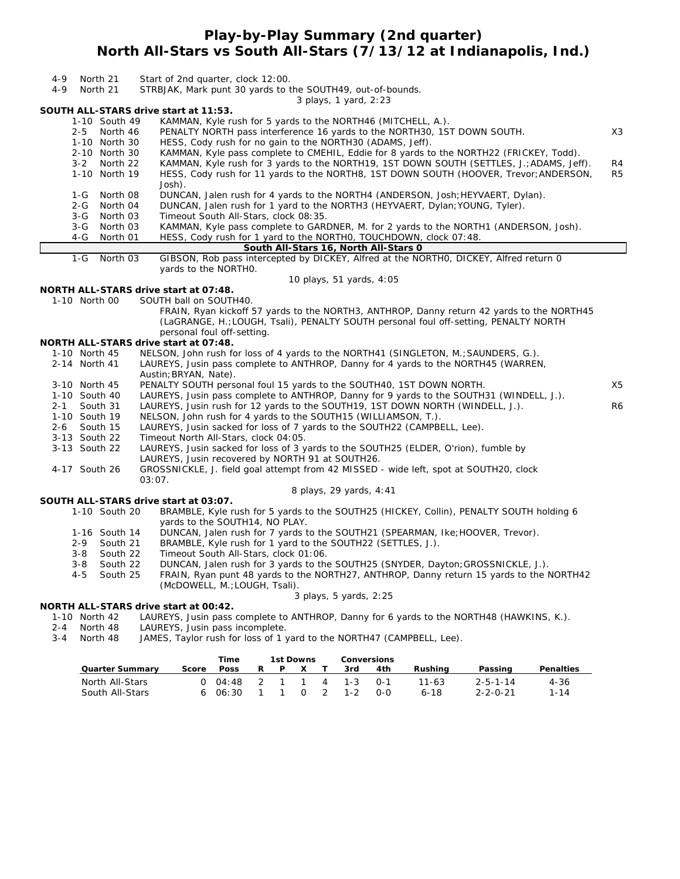# Play-by-Play Summary (2nd quarter)
## North All-Stars vs South All-Stars (7/13/12 at Indianapolis, Ind.)

4-9 North 21 Start of 2nd quarter, clock 12:00.
4-9 North 21 STRBJAK, Mark punt 30 yards to the SOUTH49, out-of-bounds.

3 plays, 1 yard, 2:23

**SOUTH ALL-STARS drive start at 11:53.**

| Down | Spot | Play | |
|---|---|---|---|
| 1-10 | South 49 | KAMMAN, Kyle rush for 5 yards to the NORTH46 (MITCHELL, A.). | |
| 2-5 | North 46 | PENALTY NORTH pass interference 16 yards to the NORTH30, 1ST DOWN SOUTH. | X3 |
| 1-10 | North 30 | HESS, Cody rush for no gain to the NORTH30 (ADAMS, Jeff). | |
| 2-10 | North 30 | KAMMAN, Kyle pass complete to CMEHIL, Eddie for 8 yards to the NORTH22 (FRICKEY, Todd). | |
| 3-2 | North 22 | KAMMAN, Kyle rush for 3 yards to the NORTH19, 1ST DOWN SOUTH (SETTLES, J.;ADAMS, Jeff). | R4 |
| 1-10 | North 19 | HESS, Cody rush for 11 yards to the NORTH8, 1ST DOWN SOUTH (HOOVER, Trevor;ANDERSON, Josh). | R5 |
| 1-G | North 08 | DUNCAN, Jalen rush for 4 yards to the NORTH4 (ANDERSON, Josh;HEYVAERT, Dylan). | |
| 2-G | North 04 | DUNCAN, Jalen rush for 1 yard to the NORTH3 (HEYVAERT, Dylan;YOUNG, Tyler). | |
| 3-G | North 03 | Timeout South All-Stars, clock 08:35. | |
| 3-G | North 03 | KAMMAN, Kyle pass complete to GARDNER, M. for 2 yards to the NORTH1 (ANDERSON, Josh). | |
| 4-G | North 01 | HESS, Cody rush for 1 yard to the NORTH0, TOUCHDOWN, clock 07:48. | |
| | | **South All-Stars 16, North All-Stars 0** | |
| 1-G | North 03 | GIBSON, Rob pass intercepted by DICKEY, Alfred at the NORTH0, DICKEY, Alfred return 0 yards to the NORTH0. | |

10 plays, 51 yards, 4:05

**NORTH ALL-STARS drive start at 07:48.**

1-10 North 00 SOUTH ball on SOUTH40.
FRAIN, Ryan kickoff 57 yards to the NORTH3, ANTHROP, Danny return 42 yards to the NORTH45 (LaGRANGE, H.;LOUGH, Tsali), PENALTY SOUTH personal foul off-setting, PENALTY NORTH personal foul off-setting.

**NORTH ALL-STARS drive start at 07:48.**

| Down | Spot | Play | |
|---|---|---|---|
| 1-10 | North 45 | NELSON, John rush for loss of 4 yards to the NORTH41 (SINGLETON, M.;SAUNDERS, G.). | |
| 2-14 | North 41 | LAUREYS, Jusin pass complete to ANTHROP, Danny for 4 yards to the NORTH45 (WARREN, Austin;BRYAN, Nate). | |
| 3-10 | North 45 | PENALTY SOUTH personal foul 15 yards to the SOUTH40, 1ST DOWN NORTH. | X5 |
| 1-10 | South 40 | LAUREYS, Jusin pass complete to ANTHROP, Danny for 9 yards to the SOUTH31 (WINDELL, J.). | |
| 2-1 | South 31 | LAUREYS, Jusin rush for 12 yards to the SOUTH19, 1ST DOWN NORTH (WINDELL, J.). | R6 |
| 1-10 | South 19 | NELSON, John rush for 4 yards to the SOUTH15 (WILLIAMSON, T.). | |
| 2-6 | South 15 | LAUREYS, Jusin sacked for loss of 7 yards to the SOUTH22 (CAMPBELL, Lee). | |
| 3-13 | South 22 | Timeout North All-Stars, clock 04:05. | |
| 3-13 | South 22 | LAUREYS, Jusin sacked for loss of 3 yards to the SOUTH25 (ELDER, O'rion), fumble by LAUREYS, Jusin recovered by NORTH 91 at SOUTH26. | |
| 4-17 | South 26 | GROSSNICKLE, J. field goal attempt from 42 MISSED - wide left, spot at SOUTH20, clock 03:07. | |

8 plays, 29 yards, 4:41

**SOUTH ALL-STARS drive start at 03:07.**

| Down | Spot | Play |
|---|---|---|
| 1-10 | South 20 | BRAMBLE, Kyle rush for 5 yards to the SOUTH25 (HICKEY, Collin), PENALTY SOUTH holding 6 yards to the SOUTH14, NO PLAY. |
| 1-16 | South 14 | DUNCAN, Jalen rush for 7 yards to the SOUTH21 (SPEARMAN, Ike;HOOVER, Trevor). |
| 2-9 | South 21 | BRAMBLE, Kyle rush for 1 yard to the SOUTH22 (SETTLES, J.). |
| 3-8 | South 22 | Timeout South All-Stars, clock 01:06. |
| 3-8 | South 22 | DUNCAN, Jalen rush for 3 yards to the SOUTH25 (SNYDER, Dayton;GROSSNICKLE, J.). |
| 4-5 | South 25 | FRAIN, Ryan punt 48 yards to the NORTH27, ANTHROP, Danny return 15 yards to the NORTH42 (McDOWELL, M.;LOUGH, Tsali). |

3 plays, 5 yards, 2:25

**NORTH ALL-STARS drive start at 00:42.**

| Down | Spot | Play |
|---|---|---|
| 1-10 | North 42 | LAUREYS, Jusin pass complete to ANTHROP, Danny for 6 yards to the NORTH48 (HAWKINS, K.). |
| 2-4 | North 48 | LAUREYS, Jusin pass incomplete. |
| 3-4 | North 48 | JAMES, Taylor rush for loss of 1 yard to the NORTH47 (CAMPBELL, Lee). |

| Quarter Summary | Score | Time Poss | 1st Downs R | P | X | T | Conversions 3rd | 4th | Rushing | Passing | Penalties |
|---|---|---|---|---|---|---|---|---|---|---|---|
| North All-Stars | 0 | 04:48 | 2 | 1 | 1 | 4 | 1-3 | 0-1 | 11-63 | 2-5-1-14 | 4-36 |
| South All-Stars | 6 | 06:30 | 1 | 1 | 0 | 2 | 1-2 | 0-0 | 6-18 | 2-2-0-21 | 1-14 |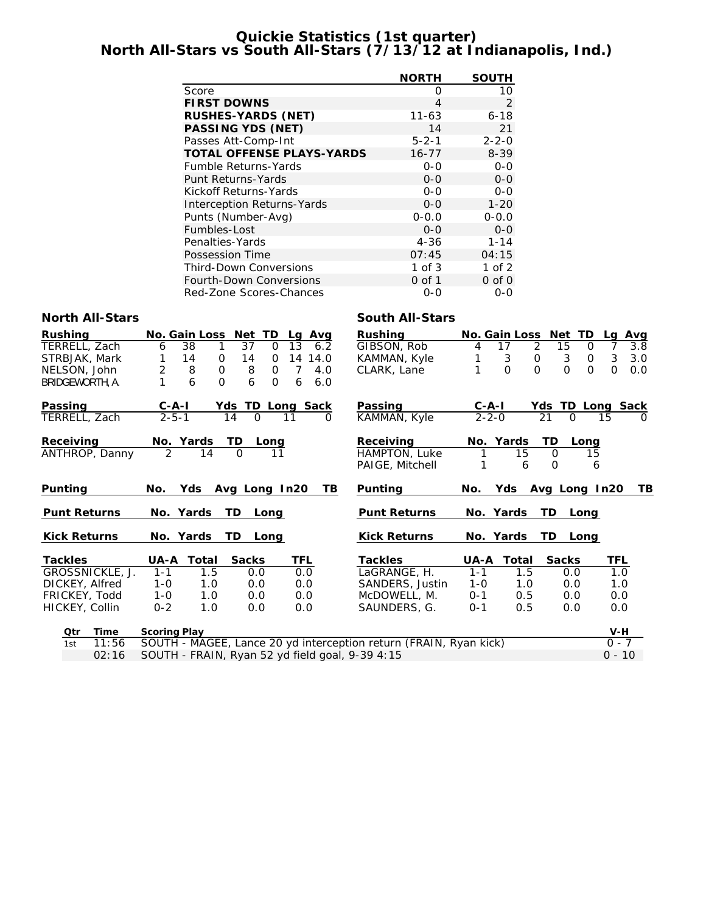# Quickie Statistics (1st quarter)
## North All-Stars vs South All-Stars (7/13/12 at Indianapolis, Ind.)

| | NORTH | SOUTH |
|---|---|---|
| Score | 0 | 10 |
| **FIRST DOWNS** | 4 | 2 |
| **RUSHES-YARDS (NET)** | 11-63 | 6-18 |
| **PASSING YDS (NET)** | 14 | 21 |
| Passes Att-Comp-Int | 5-2-1 | 2-2-0 |
| **TOTAL OFFENSE PLAYS-YARDS** | 16-77 | 8-39 |
| Fumble Returns-Yards | 0-0 | 0-0 |
| Punt Returns-Yards | 0-0 | 0-0 |
| Kickoff Returns-Yards | 0-0 | 0-0 |
| Interception Returns-Yards | 0-0 | 1-20 |
| Punts (Number-Avg) | 0-0.0 | 0-0.0 |
| Fumbles-Lost | 0-0 | 0-0 |
| Penalties-Yards | 4-36 | 1-14 |
| Possession Time | 07:45 | 04:15 |
| Third-Down Conversions | 1 of 3 | 1 of 2 |
| Fourth-Down Conversions | 0 of 1 | 0 of 0 |
| Red-Zone Scores-Chances | 0-0 | 0-0 |

### North All-Stars

| Rushing | No. | Gain | Loss | Net | TD | Lg | Avg |
|---|---|---|---|---|---|---|---|
| TERRELL, Zach | 6 | 38 | 1 | 37 | 0 | 13 | 6.2 |
| STRBJAK, Mark | 1 | 14 | 0 | 14 | 0 | 14 | 14.0 |
| NELSON, John | 2 | 8 | 0 | 8 | 0 | 7 | 4.0 |
| BRIDGEWORTH, A. | 1 | 6 | 0 | 6 | 0 | 6 | 6.0 |

| Passing | C-A-I | Yds | TD | Long | Sack |
|---|---|---|---|---|---|
| TERRELL, Zach | 2-5-1 | 14 | 0 | 11 | 0 |

| Receiving | No. | Yards | TD | Long |
|---|---|---|---|---|
| ANTHROP, Danny | 2 | 14 | 0 | 11 |

| Punting | No. | Yds | Avg | Long | In20 | TB |
|---|---|---|---|---|---|---|

| Punt Returns | No. | Yards | TD | Long |
|---|---|---|---|---|

| Kick Returns | No. | Yards | TD | Long |
|---|---|---|---|---|

| Tackles | UA-A | Total | Sacks | TFL |
|---|---|---|---|---|
| GROSSNICKLE, J. | 1-1 | 1.5 | 0.0 | 0.0 |
| DICKEY, Alfred | 1-0 | 1.0 | 0.0 | 0.0 |
| FRICKEY, Todd | 1-0 | 1.0 | 0.0 | 0.0 |
| HICKEY, Collin | 0-2 | 1.0 | 0.0 | 0.0 |

### South All-Stars

| Rushing | No. | Gain | Loss | Net | TD | Lg | Avg |
|---|---|---|---|---|---|---|---|
| GIBSON, Rob | 4 | 17 | 2 | 15 | 0 | 7 | 3.8 |
| KAMMAN, Kyle | 1 | 3 | 0 | 3 | 0 | 3 | 3.0 |
| CLARK, Lane | 1 | 0 | 0 | 0 | 0 | 0 | 0.0 |

| Passing | C-A-I | Yds | TD | Long | Sack |
|---|---|---|---|---|---|
| KAMMAN, Kyle | 2-2-0 | 21 | 0 | 15 | 0 |

| Receiving | No. | Yards | TD | Long |
|---|---|---|---|---|
| HAMPTON, Luke | 1 | 15 | 0 | 15 |
| PAIGE, Mitchell | 1 | 6 | 0 | 6 |

| Punting | No. | Yds | Avg | Long | In20 | TB |
|---|---|---|---|---|---|---|

| Punt Returns | No. | Yards | TD | Long |
|---|---|---|---|---|

| Kick Returns | No. | Yards | TD | Long |
|---|---|---|---|---|

| Tackles | UA-A | Total | Sacks | TFL |
|---|---|---|---|---|
| LaGRANGE, H. | 1-1 | 1.5 | 0.0 | 1.0 |
| SANDERS, Justin | 1-0 | 1.0 | 0.0 | 1.0 |
| McDOWELL, M. | 0-1 | 0.5 | 0.0 | 0.0 |
| SAUNDERS, G. | 0-1 | 0.5 | 0.0 | 0.0 |

| Qtr | Time | Scoring Play | V-H |
|---|---|---|---|
| 1st | 11:56 | SOUTH - MAGEE, Lance 20 yd interception return (FRAIN, Ryan kick) | 0 - 7 |
| | 02:16 | SOUTH - FRAIN, Ryan 52 yd field goal, 9-39 4:15 | 0 - 10 |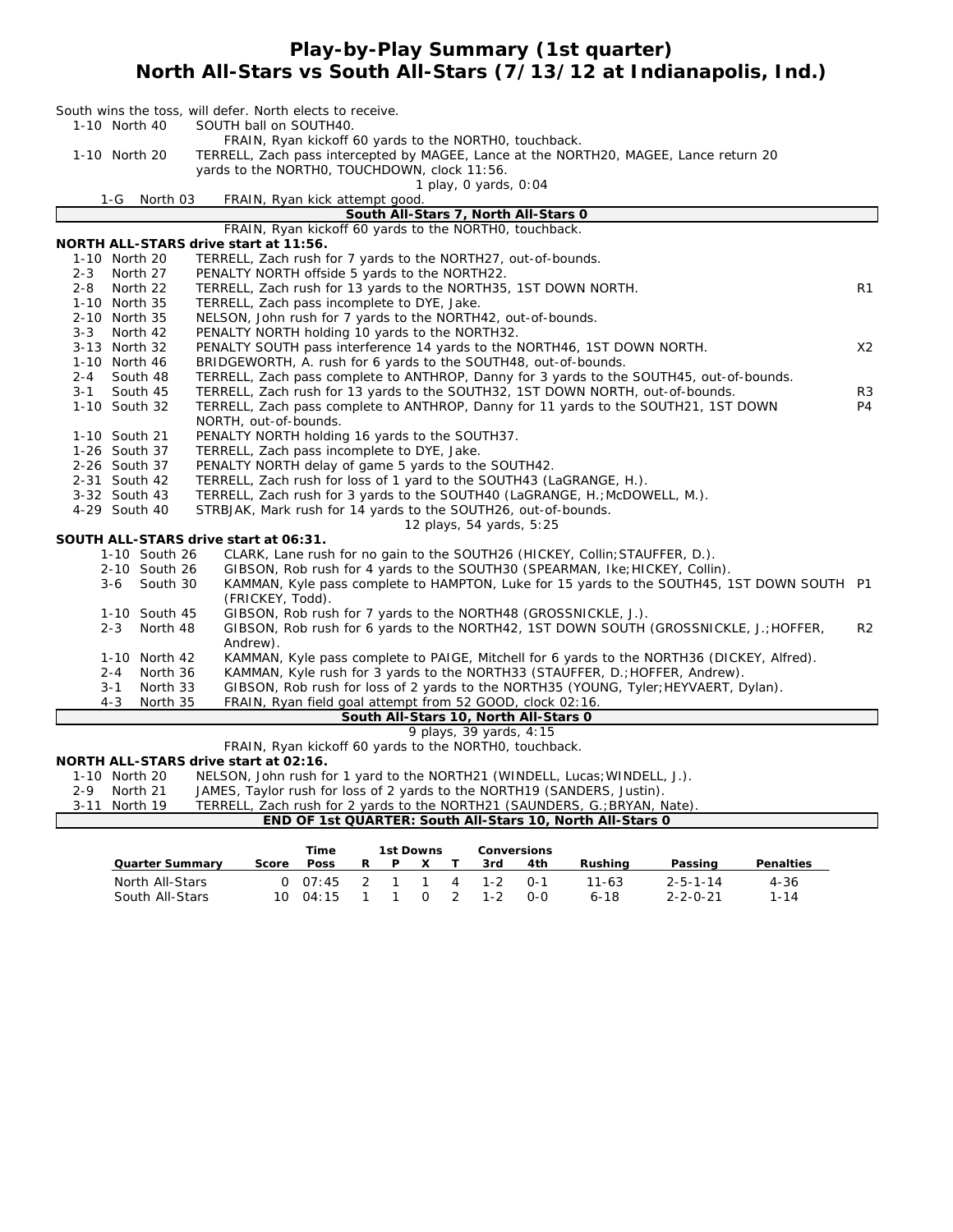# Play-by-Play Summary (1st quarter)
## North All-Stars vs South All-Stars (7/13/12 at Indianapolis, Ind.)

South wins the toss, will defer. North elects to receive.

| | | |
|---|---|---|
| 1-10 North 40 | SOUTH ball on SOUTH40. | |
| | FRAIN, Ryan kickoff 60 yards to the NORTH0, touchback. | |
| 1-10 North 20 | TERRELL, Zach pass intercepted by MAGEE, Lance at the NORTH20, MAGEE, Lance return 20 yards to the NORTH0, TOUCHDOWN, clock 11:56. | |
| | 1 play, 0 yards, 0:04 | |
| 1-G North 03 | FRAIN, Ryan kick attempt good. | |
| | **South All-Stars 7, North All-Stars 0** | |
| | FRAIN, Ryan kickoff 60 yards to the NORTH0, touchback. | |

**NORTH ALL-STARS drive start at 11:56.**

| | | |
|---|---|---|
| 1-10 North 20 | TERRELL, Zach rush for 7 yards to the NORTH27, out-of-bounds. | |
| 2-3 North 27 | PENALTY NORTH offside 5 yards to the NORTH22. | |
| 2-8 North 22 | TERRELL, Zach rush for 13 yards to the NORTH35, 1ST DOWN NORTH. | R1 |
| 1-10 North 35 | TERRELL, Zach pass incomplete to DYE, Jake. | |
| 2-10 North 35 | NELSON, John rush for 7 yards to the NORTH42, out-of-bounds. | |
| 3-3 North 42 | PENALTY NORTH holding 10 yards to the NORTH32. | |
| 3-13 North 32 | PENALTY SOUTH pass interference 14 yards to the NORTH46, 1ST DOWN NORTH. | X2 |
| 1-10 North 46 | BRIDGEWORTH, A. rush for 6 yards to the SOUTH48, out-of-bounds. | |
| 2-4 South 48 | TERRELL, Zach pass complete to ANTHROP, Danny for 3 yards to the SOUTH45, out-of-bounds. | |
| 3-1 South 45 | TERRELL, Zach rush for 13 yards to the SOUTH32, 1ST DOWN NORTH, out-of-bounds. | R3 |
| 1-10 South 32 | TERRELL, Zach pass complete to ANTHROP, Danny for 11 yards to the SOUTH21, 1ST DOWN NORTH, out-of-bounds. | P4 |
| 1-10 South 21 | PENALTY NORTH holding 16 yards to the SOUTH37. | |
| 1-26 South 37 | TERRELL, Zach pass incomplete to DYE, Jake. | |
| 2-26 South 37 | PENALTY NORTH delay of game 5 yards to the SOUTH42. | |
| 2-31 South 42 | TERRELL, Zach rush for loss of 1 yard to the SOUTH43 (LaGRANGE, H.). | |
| 3-32 South 43 | TERRELL, Zach rush for 3 yards to the SOUTH40 (LaGRANGE, H.;McDOWELL, M.). | |
| 4-29 South 40 | STRBJAK, Mark rush for 14 yards to the SOUTH26, out-of-bounds. | |
| | 12 plays, 54 yards, 5:25 | |

**SOUTH ALL-STARS drive start at 06:31.**

| | | |
|---|---|---|
| 1-10 South 26 | CLARK, Lane rush for no gain to the SOUTH26 (HICKEY, Collin;STAUFFER, D.). | |
| 2-10 South 26 | GIBSON, Rob rush for 4 yards to the SOUTH30 (SPEARMAN, Ike;HICKEY, Collin). | |
| 3-6 South 30 | KAMMAN, Kyle pass complete to HAMPTON, Luke for 15 yards to the SOUTH45, 1ST DOWN SOUTH (FRICKEY, Todd). | P1 |
| 1-10 South 45 | GIBSON, Rob rush for 7 yards to the NORTH48 (GROSSNICKLE, J.). | |
| 2-3 North 48 | GIBSON, Rob rush for 6 yards to the NORTH42, 1ST DOWN SOUTH (GROSSNICKLE, J.;HOFFER, Andrew). | R2 |
| 1-10 North 42 | KAMMAN, Kyle pass complete to PAIGE, Mitchell for 6 yards to the NORTH36 (DICKEY, Alfred). | |
| 2-4 North 36 | KAMMAN, Kyle rush for 3 yards to the NORTH33 (STAUFFER, D.;HOFFER, Andrew). | |
| 3-1 North 33 | GIBSON, Rob rush for loss of 2 yards to the NORTH35 (YOUNG, Tyler;HEYVAERT, Dylan). | |
| 4-3 North 35 | FRAIN, Ryan field goal attempt from 52 GOOD, clock 02:16. | |
| | **South All-Stars 10, North All-Stars 0** | |
| | 9 plays, 39 yards, 4:15 | |
| | FRAIN, Ryan kickoff 60 yards to the NORTH0, touchback. | |

**NORTH ALL-STARS drive start at 02:16.**

| | | |
|---|---|---|
| 1-10 North 20 | NELSON, John rush for 1 yard to the NORTH21 (WINDELL, Lucas;WINDELL, J.). | |
| 2-9 North 21 | JAMES, Taylor rush for loss of 2 yards to the NORTH19 (SANDERS, Justin). | |
| 3-11 North 19 | TERRELL, Zach rush for 2 yards to the NORTH21 (SAUNDERS, G.;BRYAN, Nate). | |
| | **END OF 1st QUARTER: South All-Stars 10, North All-Stars 0** | |

| Quarter Summary | Score | Time Poss | 1st Downs R | P | X | T | Conversions 3rd | 4th | Rushing | Passing | Penalties |
|---|---|---|---|---|---|---|---|---|---|---|---|
| North All-Stars | 0 | 07:45 | 2 | 1 | 1 | 4 | 1-2 | 0-1 | 11-63 | 2-5-1-14 | 4-36 |
| South All-Stars | 10 | 04:15 | 1 | 1 | 0 | 2 | 1-2 | 0-0 | 6-18 | 2-2-0-21 | 1-14 |